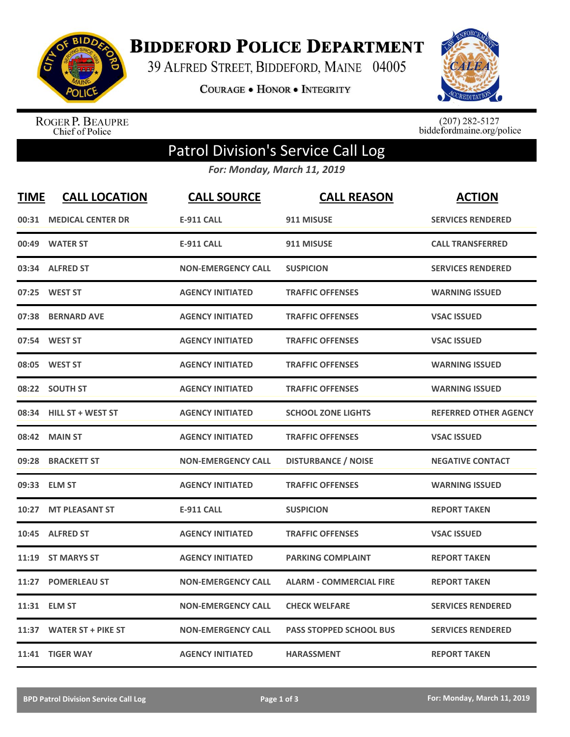# Biddeford Police Department

39 Alfred Street, Biddeford, Maine 04005

Courage • Honor • Integrity

Roger P. Beaupre
Chief of Police

(207) 282-5127
biddefordmaine.org/police

## Patrol Division's Service Call Log

*For: Monday, March 11, 2019*

| TIME | CALL LOCATION | CALL SOURCE | CALL REASON | ACTION |
|---|---|---|---|---|
| 00:31 | MEDICAL CENTER DR | E-911 CALL | 911 MISUSE | SERVICES RENDERED |
| 00:49 | WATER ST | E-911 CALL | 911 MISUSE | CALL TRANSFERRED |
| 03:34 | ALFRED ST | NON-EMERGENCY CALL | SUSPICION | SERVICES RENDERED |
| 07:25 | WEST ST | AGENCY INITIATED | TRAFFIC OFFENSES | WARNING ISSUED |
| 07:38 | BERNARD AVE | AGENCY INITIATED | TRAFFIC OFFENSES | VSAC ISSUED |
| 07:54 | WEST ST | AGENCY INITIATED | TRAFFIC OFFENSES | VSAC ISSUED |
| 08:05 | WEST ST | AGENCY INITIATED | TRAFFIC OFFENSES | WARNING ISSUED |
| 08:22 | SOUTH ST | AGENCY INITIATED | TRAFFIC OFFENSES | WARNING ISSUED |
| 08:34 | HILL ST + WEST ST | AGENCY INITIATED | SCHOOL ZONE LIGHTS | REFERRED OTHER AGENCY |
| 08:42 | MAIN ST | AGENCY INITIATED | TRAFFIC OFFENSES | VSAC ISSUED |
| 09:28 | BRACKETT ST | NON-EMERGENCY CALL | DISTURBANCE / NOISE | NEGATIVE CONTACT |
| 09:33 | ELM ST | AGENCY INITIATED | TRAFFIC OFFENSES | WARNING ISSUED |
| 10:27 | MT PLEASANT ST | E-911 CALL | SUSPICION | REPORT TAKEN |
| 10:45 | ALFRED ST | AGENCY INITIATED | TRAFFIC OFFENSES | VSAC ISSUED |
| 11:19 | ST MARYS ST | AGENCY INITIATED | PARKING COMPLAINT | REPORT TAKEN |
| 11:27 | POMERLEAU ST | NON-EMERGENCY CALL | ALARM - COMMERCIAL FIRE | REPORT TAKEN |
| 11:31 | ELM ST | NON-EMERGENCY CALL | CHECK WELFARE | SERVICES RENDERED |
| 11:37 | WATER ST + PIKE ST | NON-EMERGENCY CALL | PASS STOPPED SCHOOL BUS | SERVICES RENDERED |
| 11:41 | TIGER WAY | AGENCY INITIATED | HARASSMENT | REPORT TAKEN |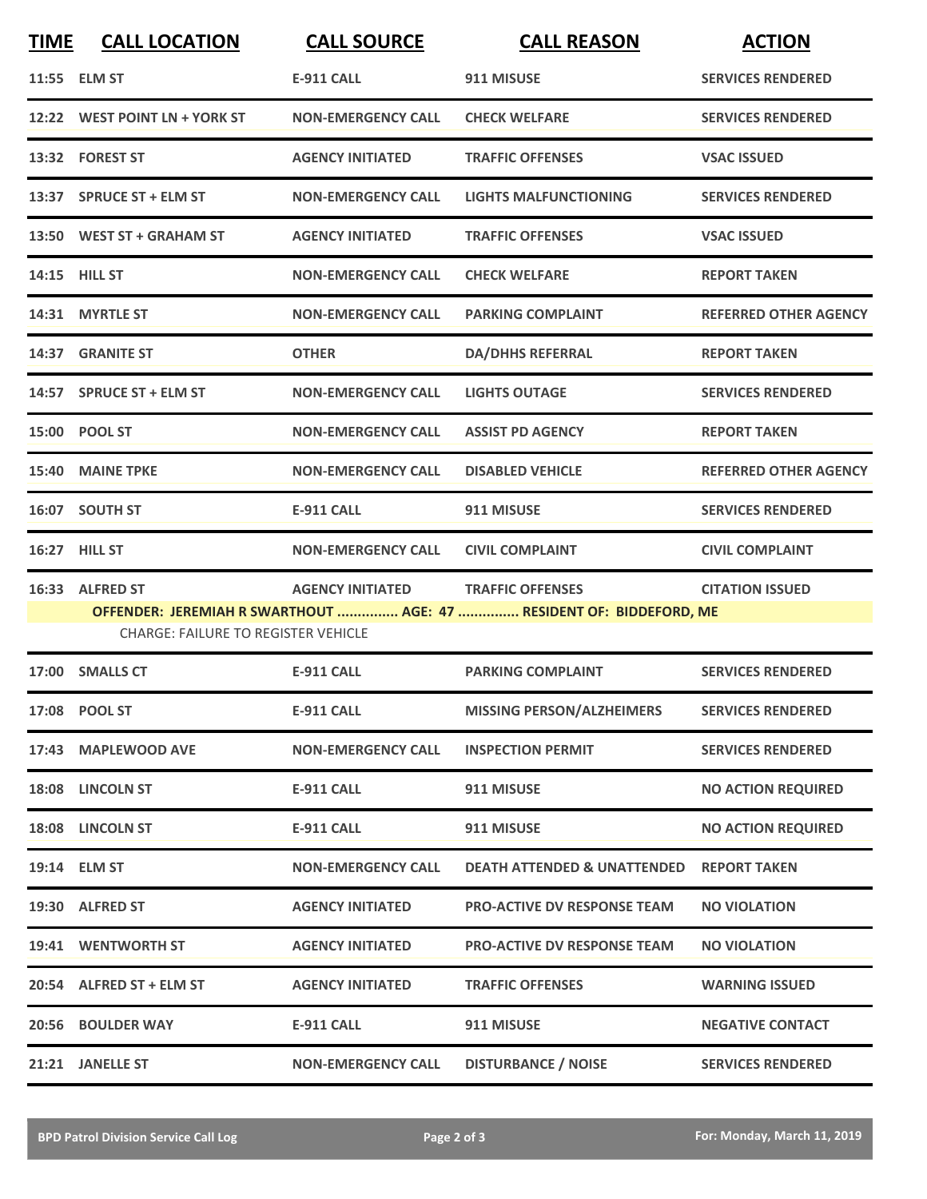| TIME | CALL LOCATION | CALL SOURCE | CALL REASON | ACTION |
|---|---|---|---|---|
| 11:55 | ELM ST | E-911 CALL | 911 MISUSE | SERVICES RENDERED |
| 12:22 | WEST POINT LN + YORK ST | NON-EMERGENCY CALL | CHECK WELFARE | SERVICES RENDERED |
| 13:32 | FOREST ST | AGENCY INITIATED | TRAFFIC OFFENSES | VSAC ISSUED |
| 13:37 | SPRUCE ST + ELM ST | NON-EMERGENCY CALL | LIGHTS MALFUNCTIONING | SERVICES RENDERED |
| 13:50 | WEST ST + GRAHAM ST | AGENCY INITIATED | TRAFFIC OFFENSES | VSAC ISSUED |
| 14:15 | HILL ST | NON-EMERGENCY CALL | CHECK WELFARE | REPORT TAKEN |
| 14:31 | MYRTLE ST | NON-EMERGENCY CALL | PARKING COMPLAINT | REFERRED OTHER AGENCY |
| 14:37 | GRANITE ST | OTHER | DA/DHHS REFERRAL | REPORT TAKEN |
| 14:57 | SPRUCE ST + ELM ST | NON-EMERGENCY CALL | LIGHTS OUTAGE | SERVICES RENDERED |
| 15:00 | POOL ST | NON-EMERGENCY CALL | ASSIST PD AGENCY | REPORT TAKEN |
| 15:40 | MAINE TPKE | NON-EMERGENCY CALL | DISABLED VEHICLE | REFERRED OTHER AGENCY |
| 16:07 | SOUTH ST | E-911 CALL | 911 MISUSE | SERVICES RENDERED |
| 16:27 | HILL ST | NON-EMERGENCY CALL | CIVIL COMPLAINT | CIVIL COMPLAINT |
| 16:33 | ALFRED ST | AGENCY INITIATED | TRAFFIC OFFENSES | CITATION ISSUED |
| | OFFENDER: JEREMIAH R SWARTHOUT ............... AGE: 47 ............... RESIDENT OF: BIDDEFORD, ME | | | |
| | CHARGE: FAILURE TO REGISTER VEHICLE | | | |
| 17:00 | SMALLS CT | E-911 CALL | PARKING COMPLAINT | SERVICES RENDERED |
| 17:08 | POOL ST | E-911 CALL | MISSING PERSON/ALZHEIMERS | SERVICES RENDERED |
| 17:43 | MAPLEWOOD AVE | NON-EMERGENCY CALL | INSPECTION PERMIT | SERVICES RENDERED |
| 18:08 | LINCOLN ST | E-911 CALL | 911 MISUSE | NO ACTION REQUIRED |
| 18:08 | LINCOLN ST | E-911 CALL | 911 MISUSE | NO ACTION REQUIRED |
| 19:14 | ELM ST | NON-EMERGENCY CALL | DEATH ATTENDED & UNATTENDED | REPORT TAKEN |
| 19:30 | ALFRED ST | AGENCY INITIATED | PRO-ACTIVE DV RESPONSE TEAM | NO VIOLATION |
| 19:41 | WENTWORTH ST | AGENCY INITIATED | PRO-ACTIVE DV RESPONSE TEAM | NO VIOLATION |
| 20:54 | ALFRED ST + ELM ST | AGENCY INITIATED | TRAFFIC OFFENSES | WARNING ISSUED |
| 20:56 | BOULDER WAY | E-911 CALL | 911 MISUSE | NEGATIVE CONTACT |
| 21:21 | JANELLE ST | NON-EMERGENCY CALL | DISTURBANCE / NOISE | SERVICES RENDERED |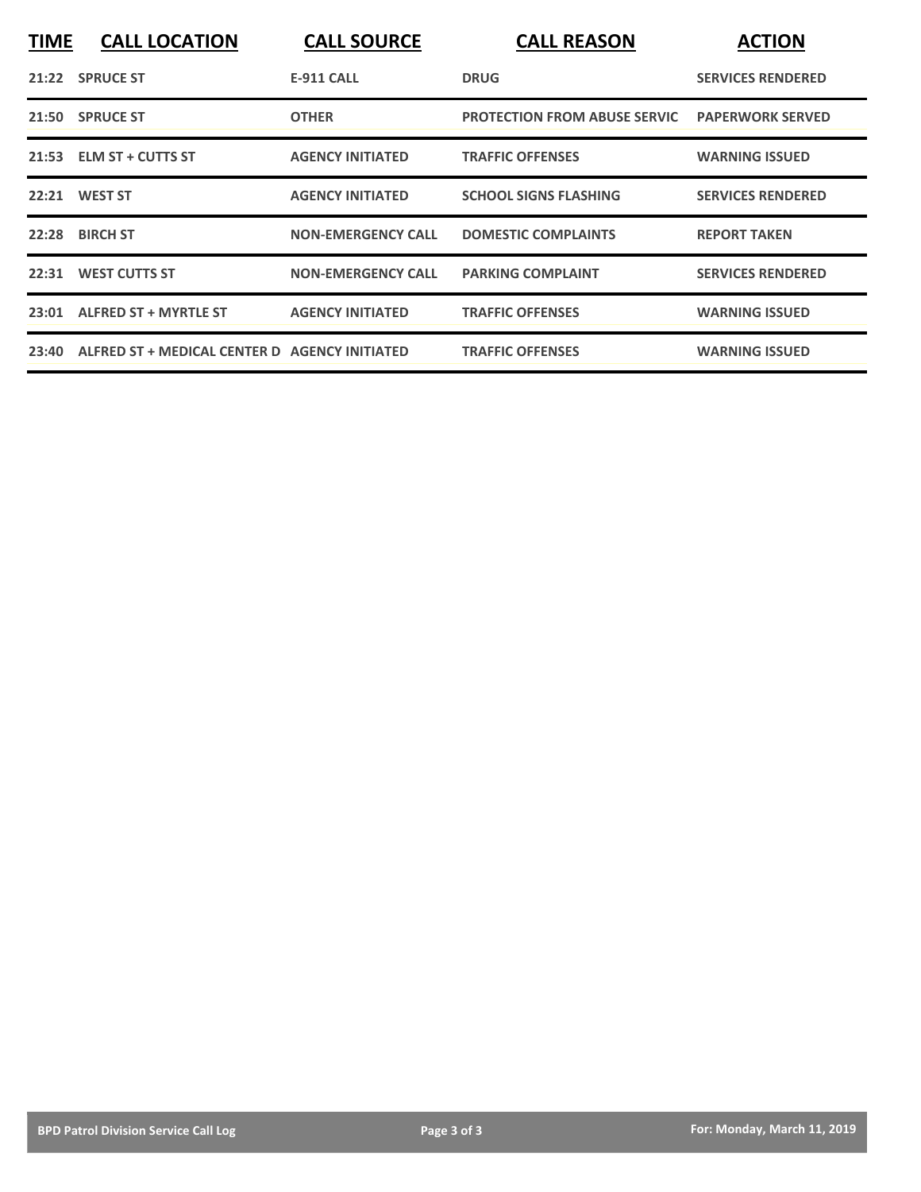| TIME | CALL LOCATION | CALL SOURCE | CALL REASON | ACTION |
|---|---|---|---|---|
| 21:22 | SPRUCE ST | E-911 CALL | DRUG | SERVICES RENDERED |
| 21:50 | SPRUCE ST | OTHER | PROTECTION FROM ABUSE SERVIC | PAPERWORK SERVED |
| 21:53 | ELM ST + CUTTS ST | AGENCY INITIATED | TRAFFIC OFFENSES | WARNING ISSUED |
| 22:21 | WEST ST | AGENCY INITIATED | SCHOOL SIGNS FLASHING | SERVICES RENDERED |
| 22:28 | BIRCH ST | NON-EMERGENCY CALL | DOMESTIC COMPLAINTS | REPORT TAKEN |
| 22:31 | WEST CUTTS ST | NON-EMERGENCY CALL | PARKING COMPLAINT | SERVICES RENDERED |
| 23:01 | ALFRED ST + MYRTLE ST | AGENCY INITIATED | TRAFFIC OFFENSES | WARNING ISSUED |
| 23:40 | ALFRED ST + MEDICAL CENTER D | AGENCY INITIATED | TRAFFIC OFFENSES | WARNING ISSUED |